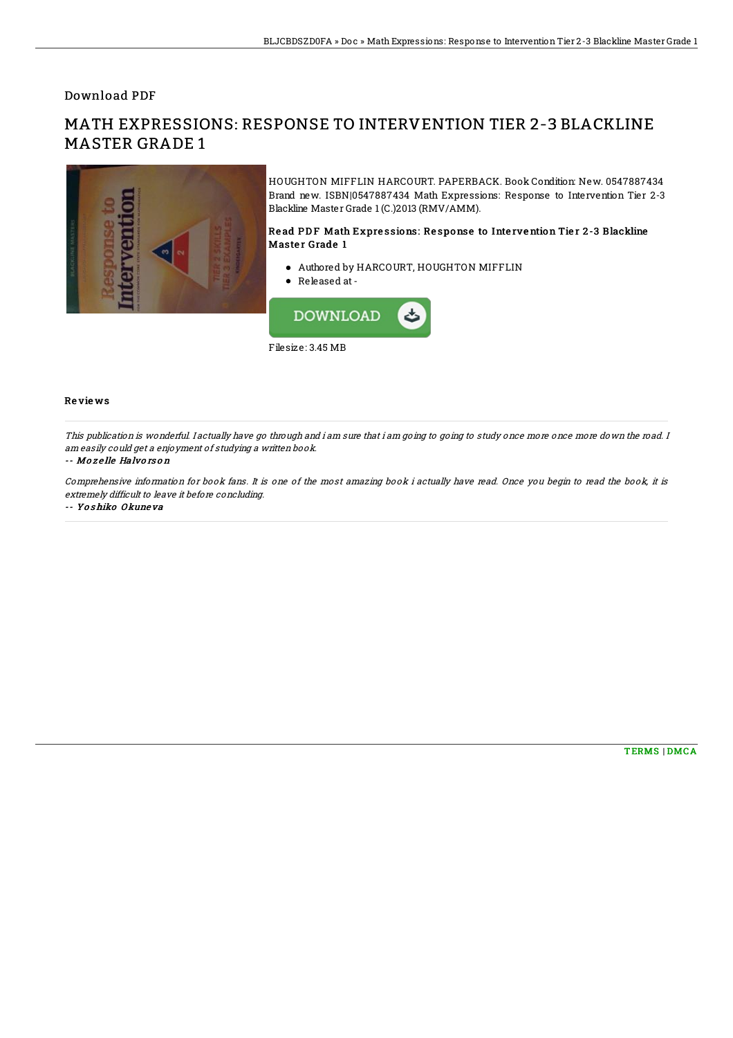Download PDF

# MATH EXPRESSIONS: RESPONSE TO INTERVENTION TIER 2-3 BLACKLINE MASTER GRADE 1

HOUGHTON MIFFLIN HARCOURT. PAPERBACK. Book Condition: New. 0547887434 Brand new. ISBN|0547887434 Math Expressions: Response to Intervention Tier 2-3 Blackline Master Grade 1 (C.)2013 (RMV/AMM).

### Read PDF Math Expressions: Response to Intervention Tier 2-3 Blackline Master Grade 1

- Authored by HARCOURT, HOUGHTON MIFFLIN
- Released at -

DOWNLOAD

Filesize: 3.45 MB

## Reviews

*This publication is wonderful. I actually have go through and i am sure that i am going to going to study once more once more down the road. I am easily could get a enjoyment of studying a written book.*

-- ***Mozelle Halvorson***

*Comprehensive information for book fans. It is one of the most amazing book i actually have read. Once you begin to read the book, it is extremely difficult to leave it before concluding.*

-- ***Yoshiko Okuneva***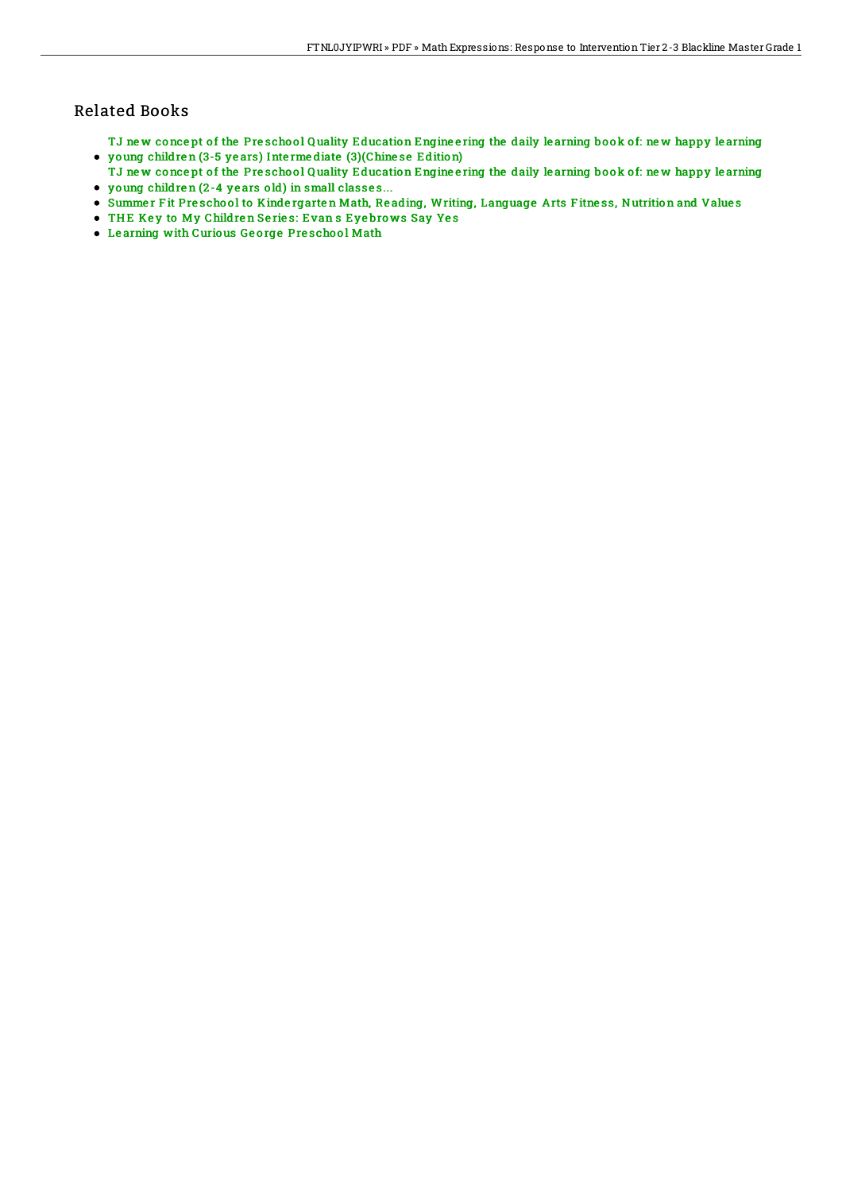## Related Books

- TJ new concept of the Preschool Quality Education Engineering the daily learning book of: new happy learning young children (3-5 years) Intermediate (3)(Chinese Edition)
- TJ new concept of the Preschool Quality Education Engineering the daily learning book of: new happy learning young children (2-4 years old) in small classes...
- Summer Fit Preschool to Kindergarten Math, Reading, Writing, Language Arts Fitness, Nutrition and Values
- THE Key to My Children Series: Evan s Eyebrows Say Yes
- Learning with Curious George Preschool Math